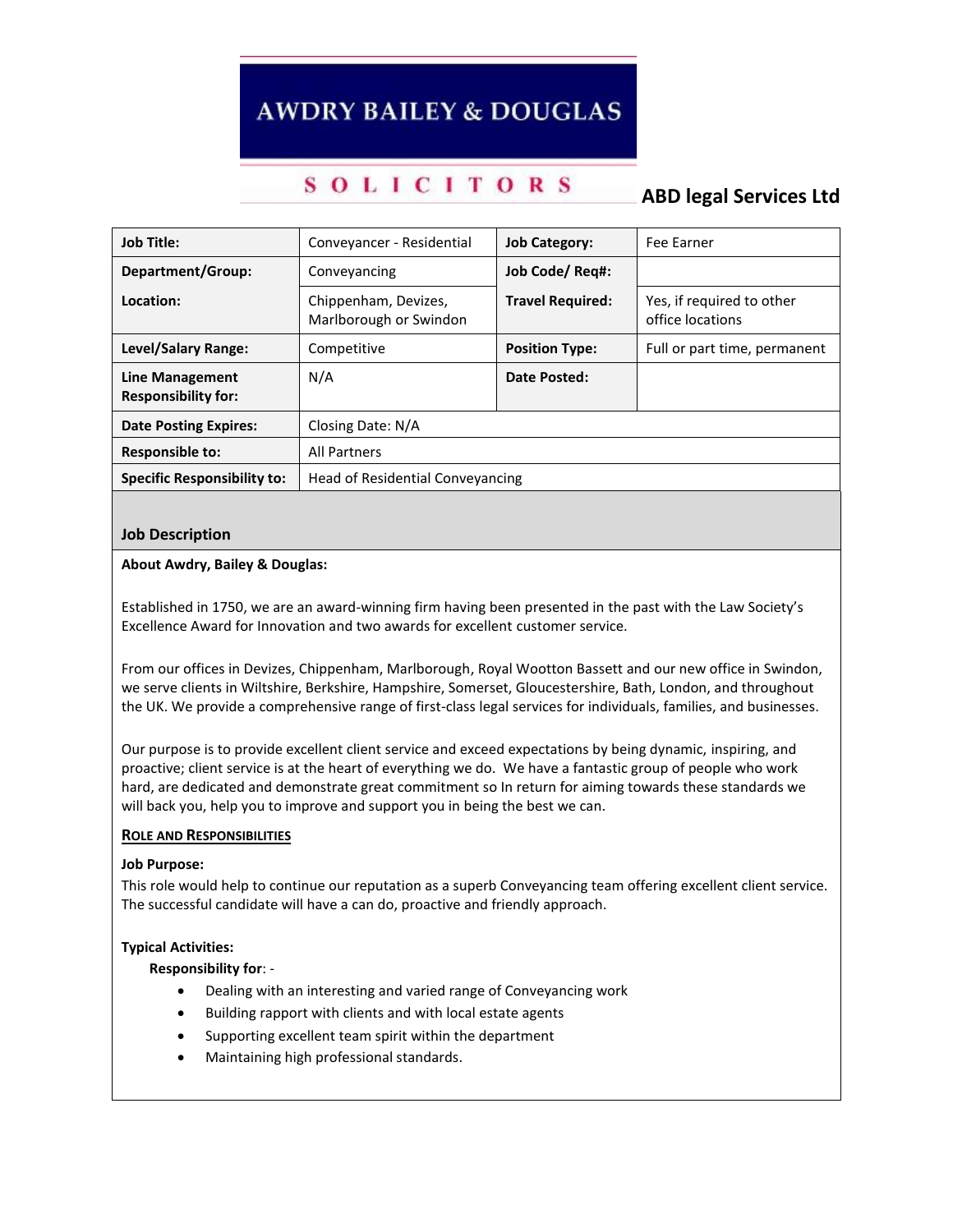# AWDRY BAILEY & DOUGLAS

SOLICITORS

**ABD legal Services Ltd**

| **Job Title:** | Conveyancer - Residential | **Job Category:** | Fee Earner |
|---|---|---|---|
| **Department/Group:** | Conveyancing | **Job Code/ Req#:** | |
| **Location:** | Chippenham, Devizes, Marlborough or Swindon | **Travel Required:** | Yes, if required to other office locations |
| **Level/Salary Range:** | Competitive | **Position Type:** | Full or part time, permanent |
| **Line Management Responsibility for:** | N/A | **Date Posted:** | |
| **Date Posting Expires:** | Closing Date: N/A | | |
| **Responsible to:** | All Partners | | |
| **Specific Responsibility to:** | Head of Residential Conveyancing | | |

## Job Description

**About Awdry, Bailey & Douglas:**

Established in 1750, we are an award-winning firm having been presented in the past with the Law Society's Excellence Award for Innovation and two awards for excellent customer service.

From our offices in Devizes, Chippenham, Marlborough, Royal Wootton Bassett and our new office in Swindon, we serve clients in Wiltshire, Berkshire, Hampshire, Somerset, Gloucestershire, Bath, London, and throughout the UK. We provide a comprehensive range of first-class legal services for individuals, families, and businesses.

Our purpose is to provide excellent client service and exceed expectations by being dynamic, inspiring, and proactive; client service is at the heart of everything we do. We have a fantastic group of people who work hard, are dedicated and demonstrate great commitment so In return for aiming towards these standards we will back you, help you to improve and support you in being the best we can.

### ROLE AND RESPONSIBILITIES

**Job Purpose:**
This role would help to continue our reputation as a superb Conveyancing team offering excellent client service. The successful candidate will have a can do, proactive and friendly approach.

**Typical Activities:**

**Responsibility for**: -

- Dealing with an interesting and varied range of Conveyancing work
- Building rapport with clients and with local estate agents
- Supporting excellent team spirit within the department
- Maintaining high professional standards.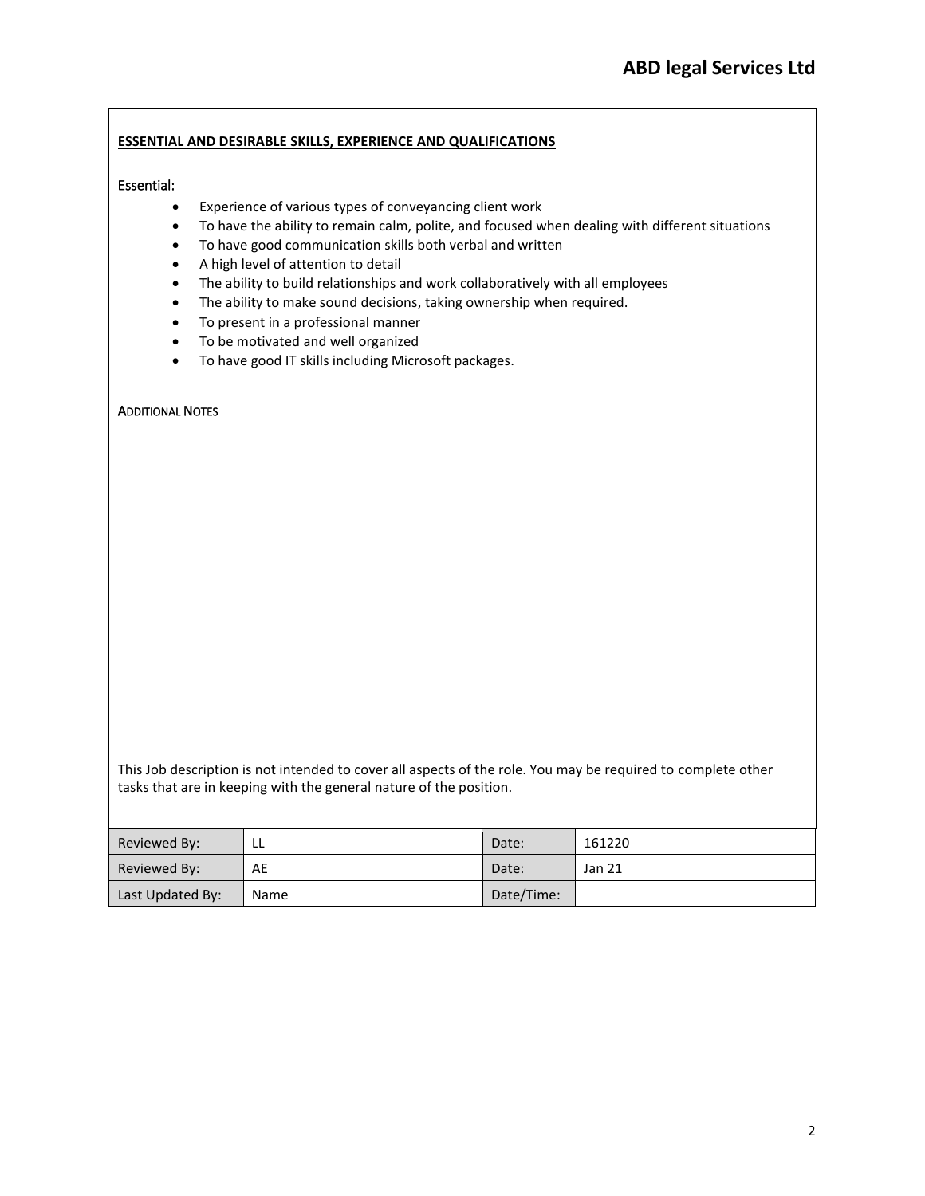**ESSENTIAL AND DESIRABLE SKILLS, EXPERIENCE AND QUALIFICATIONS**

Essential:

- Experience of various types of conveyancing client work
- To have the ability to remain calm, polite, and focused when dealing with different situations
- To have good communication skills both verbal and written
- A high level of attention to detail
- The ability to build relationships and work collaboratively with all employees
- The ability to make sound decisions, taking ownership when required.
- To present in a professional manner
- To be motivated and well organized
- To have good IT skills including Microsoft packages.

ADDITIONAL NOTES

This Job description is not intended to cover all aspects of the role. You may be required to complete other tasks that are in keeping with the general nature of the position.

| | | | |
|---|---|---|---|
| Reviewed By: | LL | Date: | 161220 |
| Reviewed By: | AE | Date: | Jan 21 |
| Last Updated By: | Name | Date/Time: | |